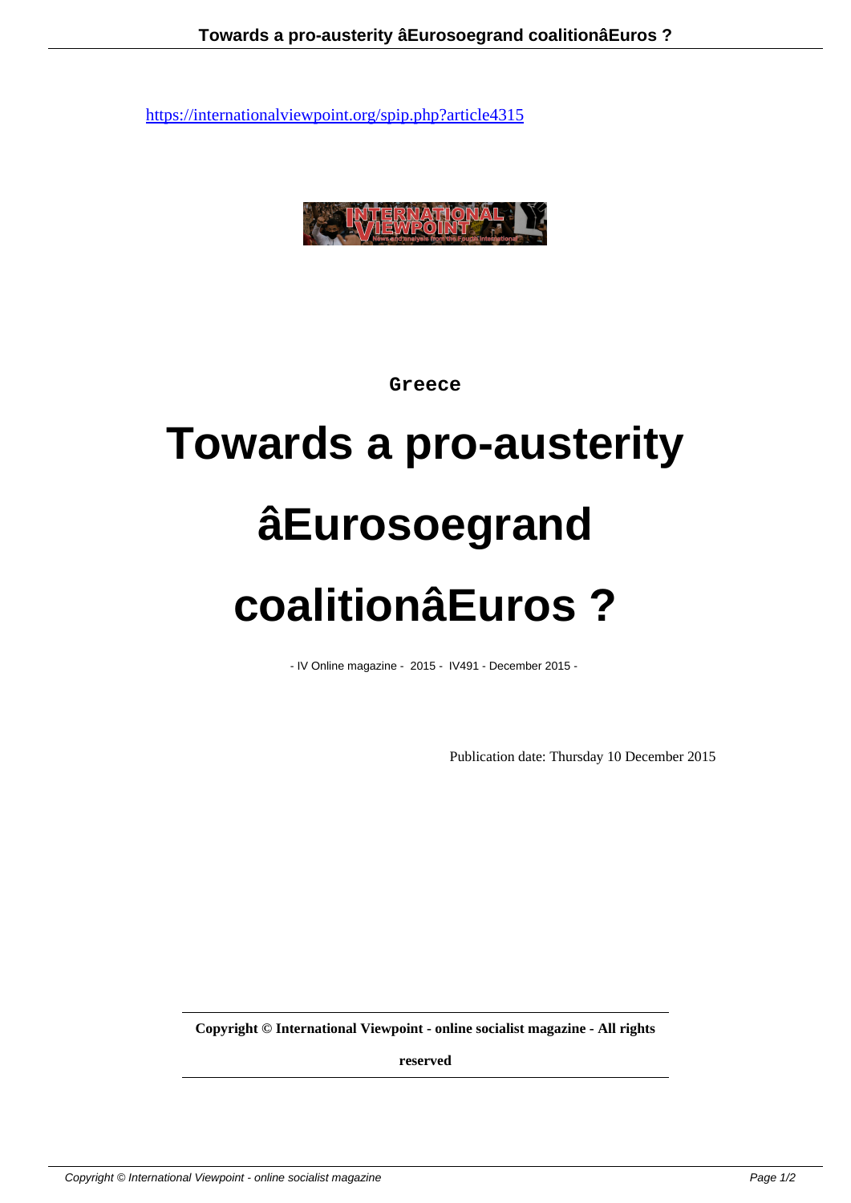https://internationalviewpoint.org/spip.php?article4315

Greece

# Towards a pro-austerity âEurosoegrand coalitionâEuros ?

- IV Online magazine - 2015 - IV491 - December 2015 -

Publication date: Thursday 10 December 2015

**Copyright © International Viewpoint - online socialist magazine - All rights reserved**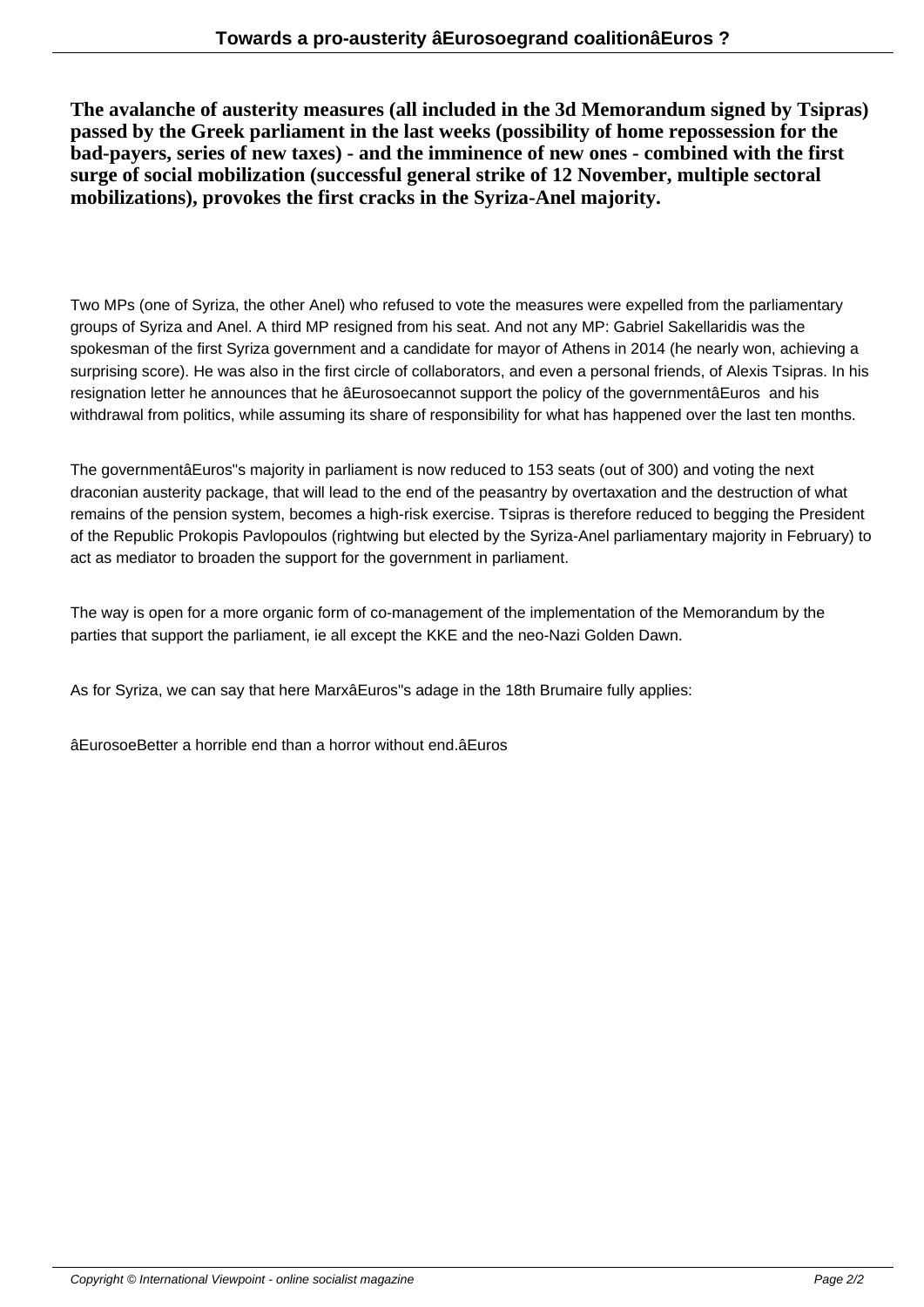**The avalanche of austerity measures (all included in the 3d Memorandum signed by Tsipras) passed by the Greek parliament in the last weeks (possibility of home repossession for the bad-payers, series of new taxes) - and the imminence of new ones - combined with the first surge of social mobilization (successful general strike of 12 November, multiple sectoral mobilizations), provokes the first cracks in the Syriza-Anel majority.**

Two MPs (one of Syriza, the other Anel) who refused to vote the measures were expelled from the parliamentary groups of Syriza and Anel. A third MP resigned from his seat. And not any MP: Gabriel Sakellaridis was the spokesman of the first Syriza government and a candidate for mayor of Athens in 2014 (he nearly won, achieving a surprising score). He was also in the first circle of collaborators, and even a personal friends, of Alexis Tsipras. In his resignation letter he announces that he âEurosoecannot support the policy of the governmentâEuros  and his withdrawal from politics, while assuming its share of responsibility for what has happened over the last ten months.

The governmentâEuros"s majority in parliament is now reduced to 153 seats (out of 300) and voting the next draconian austerity package, that will lead to the end of the peasantry by overtaxation and the destruction of what remains of the pension system, becomes a high-risk exercise. Tsipras is therefore reduced to begging the President of the Republic Prokopis Pavlopoulos (rightwing but elected by the Syriza-Anel parliamentary majority in February) to act as mediator to broaden the support for the government in parliament.

The way is open for a more organic form of co-management of the implementation of the Memorandum by the parties that support the parliament, ie all except the KKE and the neo-Nazi Golden Dawn.

As for Syriza, we can say that here MarxâEuros"s adage in the 18th Brumaire fully applies:

âEurosoeBetter a horrible end than a horror without end.âEuros